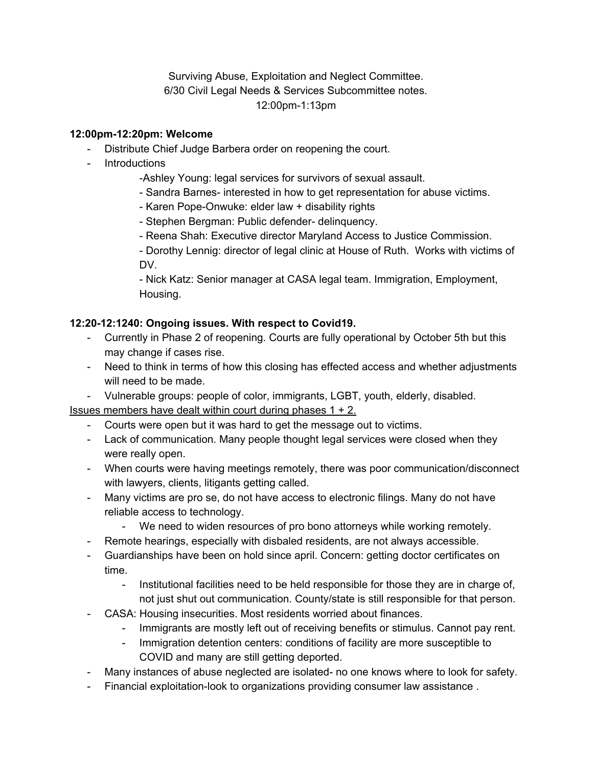Surviving Abuse, Exploitation and Neglect Committee.
6/30 Civil Legal Needs & Services Subcommittee notes.
12:00pm-1:13pm

**12:00pm-12:20pm: Welcome**

- Distribute Chief Judge Barbera order on reopening the court.
- Introductions
  - -Ashley Young: legal services for survivors of sexual assault.
  - Sandra Barnes- interested in how to get representation for abuse victims.
  - Karen Pope-Onwuke: elder law + disability rights
  - Stephen Bergman: Public defender- delinquency.
  - Reena Shah: Executive director Maryland Access to Justice Commission.
  - Dorothy Lennig: director of legal clinic at House of Ruth. Works with victims of DV.
  - Nick Katz: Senior manager at CASA legal team. Immigration, Employment, Housing.

**12:20-12:1240: Ongoing issues. With respect to Covid19.**

- Currently in Phase 2 of reopening. Courts are fully operational by October 5th but this may change if cases rise.
- Need to think in terms of how this closing has effected access and whether adjustments will need to be made.
- Vulnerable groups: people of color, immigrants, LGBT, youth, elderly, disabled.

<u>Issues members have dealt within court during phases 1 + 2.</u>

- Courts were open but it was hard to get the message out to victims.
- Lack of communication. Many people thought legal services were closed when they were really open.
- When courts were having meetings remotely, there was poor communication/disconnect with lawyers, clients, litigants getting called.
- Many victims are pro se, do not have access to electronic filings. Many do not have reliable access to technology.
  - We need to widen resources of pro bono attorneys while working remotely.
- Remote hearings, especially with disbaled residents, are not always accessible.
- Guardianships have been on hold since april. Concern: getting doctor certificates on time.
  - Institutional facilities need to be held responsible for those they are in charge of, not just shut out communication. County/state is still responsible for that person.
- CASA: Housing insecurities. Most residents worried about finances.
  - Immigrants are mostly left out of receiving benefits or stimulus. Cannot pay rent.
  - Immigration detention centers: conditions of facility are more susceptible to COVID and many are still getting deported.
- Many instances of abuse neglected are isolated- no one knows where to look for safety.
- Financial exploitation-look to organizations providing consumer law assistance .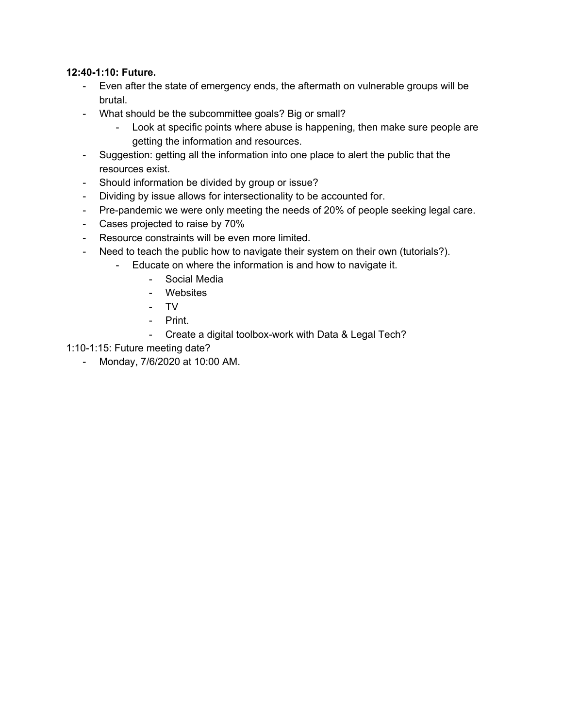**12:40-1:10: Future.**

- Even after the state of emergency ends, the aftermath on vulnerable groups will be brutal.
- What should be the subcommittee goals? Big or small?
    - Look at specific points where abuse is happening, then make sure people are getting the information and resources.
- Suggestion: getting all the information into one place to alert the public that the resources exist.
- Should information be divided by group or issue?
- Dividing by issue allows for intersectionality to be accounted for.
- Pre-pandemic we were only meeting the needs of 20% of people seeking legal care.
- Cases projected to raise by 70%
- Resource constraints will be even more limited.
- Need to teach the public how to navigate their system on their own (tutorials?).
    - Educate on where the information is and how to navigate it.
        - Social Media
        - Websites
        - TV
        - Print.
        - Create a digital toolbox-work with Data & Legal Tech?

1:10-1:15: Future meeting date?

- Monday, 7/6/2020 at 10:00 AM.